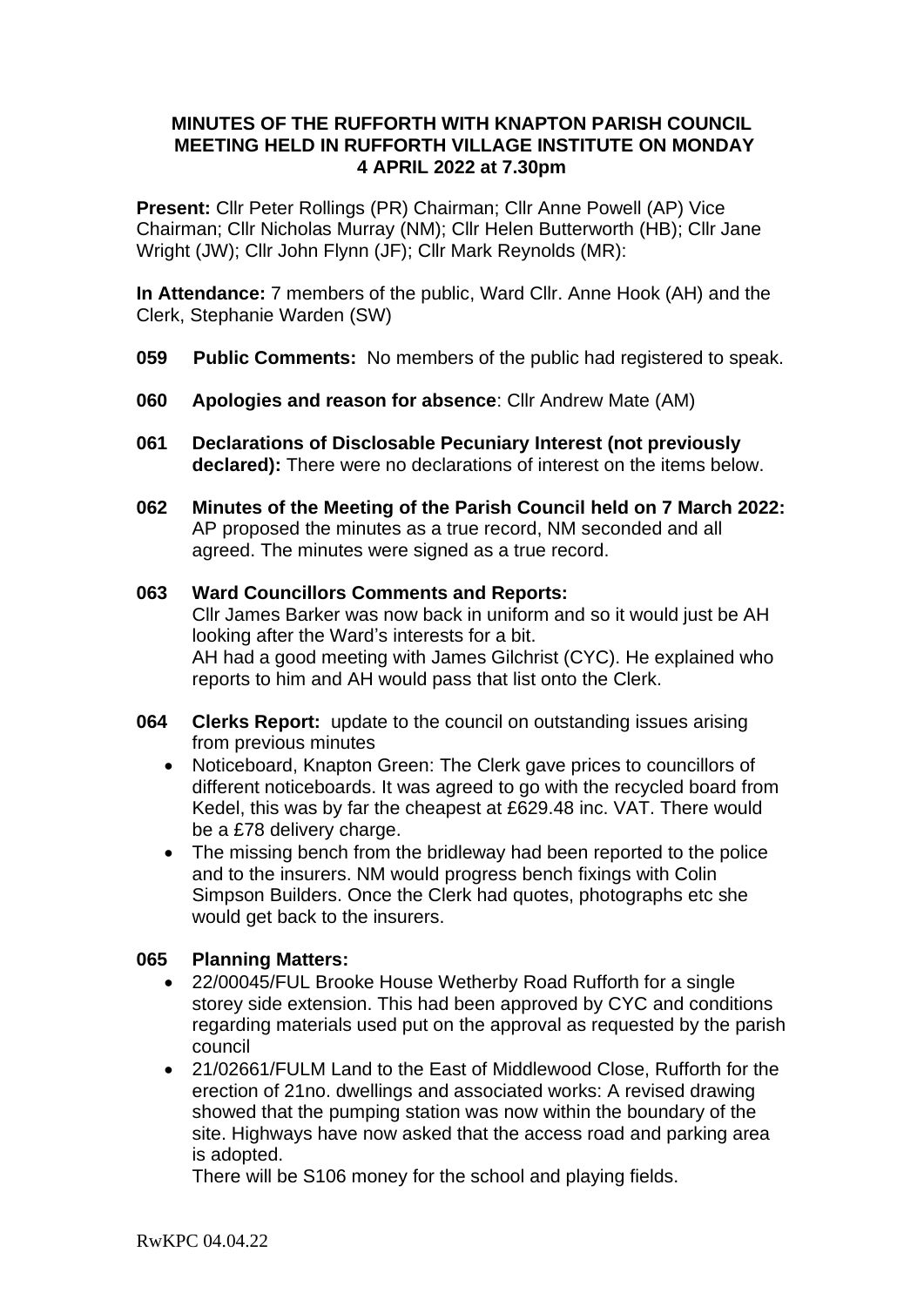**MINUTES OF THE RUFFORTH WITH KNAPTON PARISH COUNCIL MEETING HELD IN RUFFORTH VILLAGE INSTITUTE ON MONDAY 4 APRIL 2022 at 7.30pm**

**Present:** Cllr Peter Rollings (PR) Chairman; Cllr Anne Powell (AP) Vice Chairman; Cllr Nicholas Murray (NM); Cllr Helen Butterworth (HB); Cllr Jane Wright (JW); Cllr John Flynn (JF); Cllr Mark Reynolds (MR):

**In Attendance:** 7 members of the public, Ward Cllr. Anne Hook (AH) and the Clerk, Stephanie Warden (SW)

**059 Public Comments:** No members of the public had registered to speak.

**060 Apologies and reason for absence**: Cllr Andrew Mate (AM)

**061 Declarations of Disclosable Pecuniary Interest (not previously declared):** There were no declarations of interest on the items below.

**062 Minutes of the Meeting of the Parish Council held on 7 March 2022:** AP proposed the minutes as a true record, NM seconded and all agreed. The minutes were signed as a true record.

**063 Ward Councillors Comments and Reports:**
Cllr James Barker was now back in uniform and so it would just be AH looking after the Ward's interests for a bit.
AH had a good meeting with James Gilchrist (CYC). He explained who reports to him and AH would pass that list onto the Clerk.

**064 Clerks Report:** update to the council on outstanding issues arising from previous minutes

- Noticeboard, Knapton Green: The Clerk gave prices to councillors of different noticeboards. It was agreed to go with the recycled board from Kedel, this was by far the cheapest at £629.48 inc. VAT. There would be a £78 delivery charge.
- The missing bench from the bridleway had been reported to the police and to the insurers. NM would progress bench fixings with Colin Simpson Builders. Once the Clerk had quotes, photographs etc she would get back to the insurers.

**065 Planning Matters:**

- 22/00045/FUL Brooke House Wetherby Road Rufforth for a single storey side extension. This had been approved by CYC and conditions regarding materials used put on the approval as requested by the parish council
- 21/02661/FULM Land to the East of Middlewood Close, Rufforth for the erection of 21no. dwellings and associated works: A revised drawing showed that the pumping station was now within the boundary of the site. Highways have now asked that the access road and parking area is adopted.
  There will be S106 money for the school and playing fields.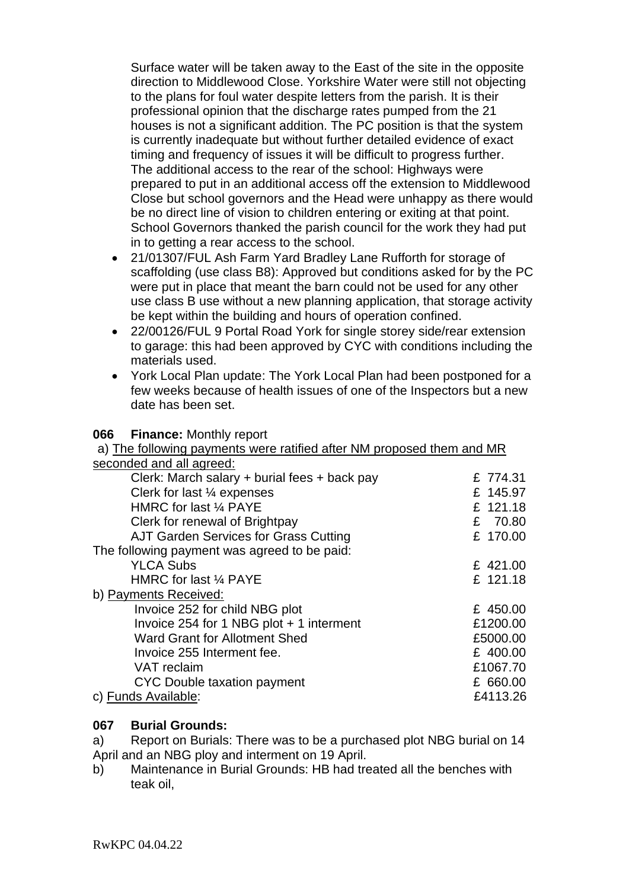Surface water will be taken away to the East of the site in the opposite direction to Middlewood Close. Yorkshire Water were still not objecting to the plans for foul water despite letters from the parish. It is their professional opinion that the discharge rates pumped from the 21 houses is not a significant addition. The PC position is that the system is currently inadequate but without further detailed evidence of exact timing and frequency of issues it will be difficult to progress further. The additional access to the rear of the school: Highways were prepared to put in an additional access off the extension to Middlewood Close but school governors and the Head were unhappy as there would be no direct line of vision to children entering or exiting at that point. School Governors thanked the parish council for the work they had put in to getting a rear access to the school.

- 21/01307/FUL Ash Farm Yard Bradley Lane Rufforth for storage of scaffolding (use class B8): Approved but conditions asked for by the PC were put in place that meant the barn could not be used for any other use class B use without a new planning application, that storage activity be kept within the building and hours of operation confined.
- 22/00126/FUL 9 Portal Road York for single storey side/rear extension to garage: this had been approved by CYC with conditions including the materials used.
- York Local Plan update: The York Local Plan had been postponed for a few weeks because of health issues of one of the Inspectors but a new date has been set.

**066 Finance:** Monthly report

a) <u>The following payments were ratified after NM proposed them and MR seconded and all agreed:</u>

| | |
|---|---|
| Clerk: March salary + burial fees + back pay | £ 774.31 |
| Clerk for last ¼ expenses | £ 145.97 |
| HMRC for last ¼ PAYE | £ 121.18 |
| Clerk for renewal of Brightpay | £ 70.80 |
| AJT Garden Services for Grass Cutting | £ 170.00 |

The following payment was agreed to be paid:

| | |
|---|---|
| YLCA Subs | £ 421.00 |
| HMRC for last ¼ PAYE | £ 121.18 |

b) <u>Payments Received:</u>

| | |
|---|---|
| Invoice 252 for child NBG plot | £ 450.00 |
| Invoice 254 for 1 NBG plot + 1 interment | £1200.00 |
| Ward Grant for Allotment Shed | £5000.00 |
| Invoice 255 Interment fee. | £ 400.00 |
| VAT reclaim | £1067.70 |
| CYC Double taxation payment | £ 660.00 |

c) <u>Funds Available</u>: £4113.26

**067 Burial Grounds:**

a) Report on Burials: There was to be a purchased plot NBG burial on 14 April and an NBG ploy and interment on 19 April.

b) Maintenance in Burial Grounds: HB had treated all the benches with teak oil,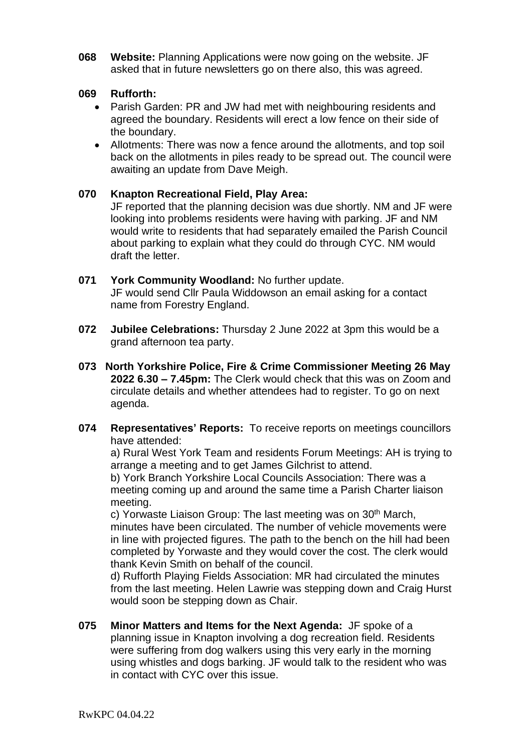**068 Website:** Planning Applications were now going on the website. JF asked that in future newsletters go on there also, this was agreed.

**069 Rufforth:**

- Parish Garden: PR and JW had met with neighbouring residents and agreed the boundary. Residents will erect a low fence on their side of the boundary.
- Allotments: There was now a fence around the allotments, and top soil back on the allotments in piles ready to be spread out. The council were awaiting an update from Dave Meigh.

**070 Knapton Recreational Field, Play Area:**
JF reported that the planning decision was due shortly. NM and JF were looking into problems residents were having with parking. JF and NM would write to residents that had separately emailed the Parish Council about parking to explain what they could do through CYC. NM would draft the letter.

**071 York Community Woodland:** No further update.
JF would send Cllr Paula Widdowson an email asking for a contact name from Forestry England.

**072 Jubilee Celebrations:** Thursday 2 June 2022 at 3pm this would be a grand afternoon tea party.

**073 North Yorkshire Police, Fire & Crime Commissioner Meeting 26 May 2022 6.30 – 7.45pm:** The Clerk would check that this was on Zoom and circulate details and whether attendees had to register. To go on next agenda.

**074 Representatives' Reports:** To receive reports on meetings councillors have attended:

a) Rural West York Team and residents Forum Meetings: AH is trying to arrange a meeting and to get James Gilchrist to attend.

b) York Branch Yorkshire Local Councils Association: There was a meeting coming up and around the same time a Parish Charter liaison meeting.

c) Yorwaste Liaison Group: The last meeting was on 30th March, minutes have been circulated. The number of vehicle movements were in line with projected figures. The path to the bench on the hill had been completed by Yorwaste and they would cover the cost. The clerk would thank Kevin Smith on behalf of the council.

d) Rufforth Playing Fields Association: MR had circulated the minutes from the last meeting. Helen Lawrie was stepping down and Craig Hurst would soon be stepping down as Chair.

**075 Minor Matters and Items for the Next Agenda:** JF spoke of a planning issue in Knapton involving a dog recreation field. Residents were suffering from dog walkers using this very early in the morning using whistles and dogs barking. JF would talk to the resident who was in contact with CYC over this issue.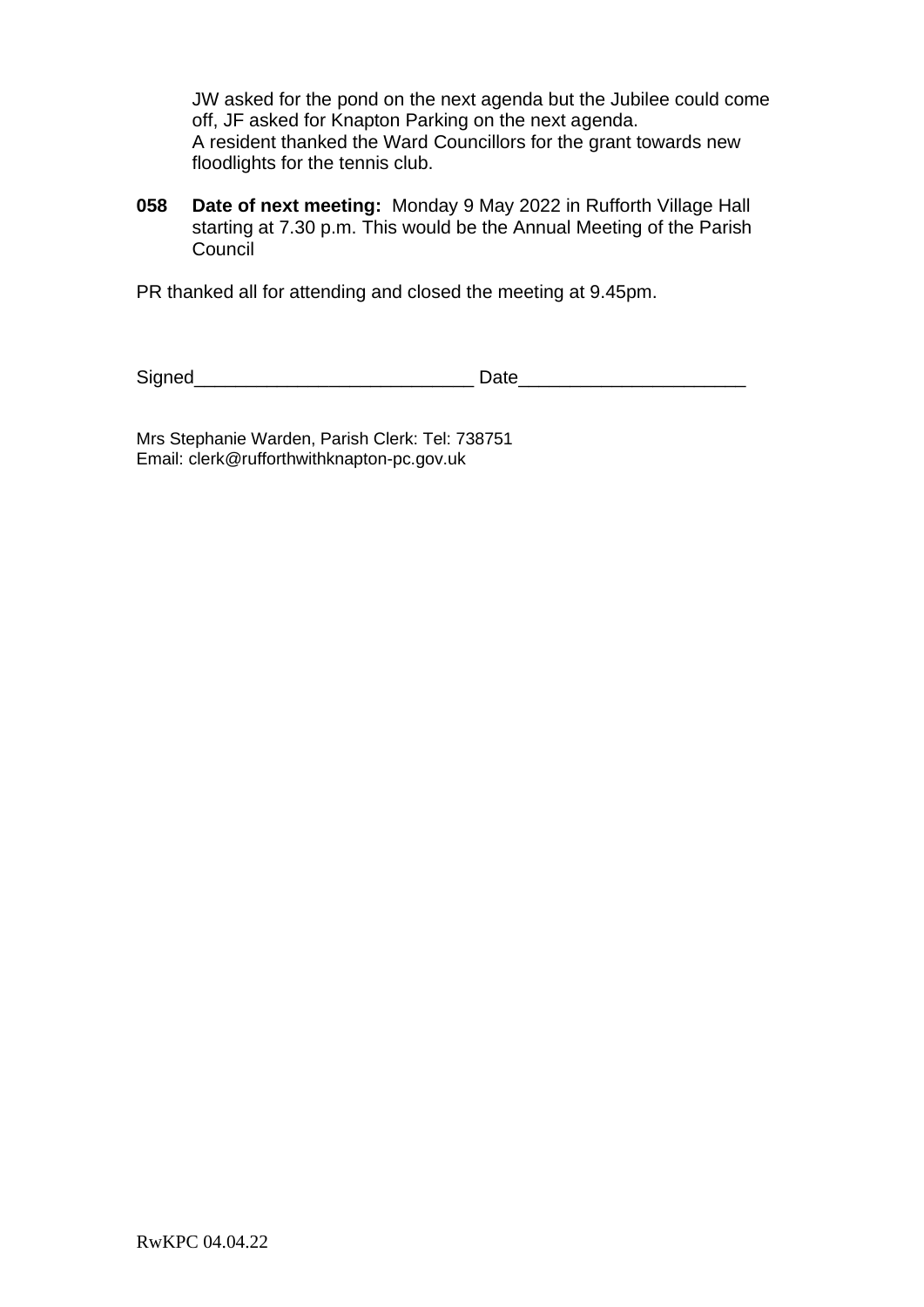JW asked for the pond on the next agenda but the Jubilee could come off, JF asked for Knapton Parking on the next agenda.
A resident thanked the Ward Councillors for the grant towards new floodlights for the tennis club.

**058 Date of next meeting:** Monday 9 May 2022 in Rufforth Village Hall starting at 7.30 p.m. This would be the Annual Meeting of the Parish Council

PR thanked all for attending and closed the meeting at 9.45pm.

Signed___________________________ Date_____________________

Mrs Stephanie Warden, Parish Clerk: Tel: 738751
Email: clerk@rufforthwithknapton-pc.gov.uk